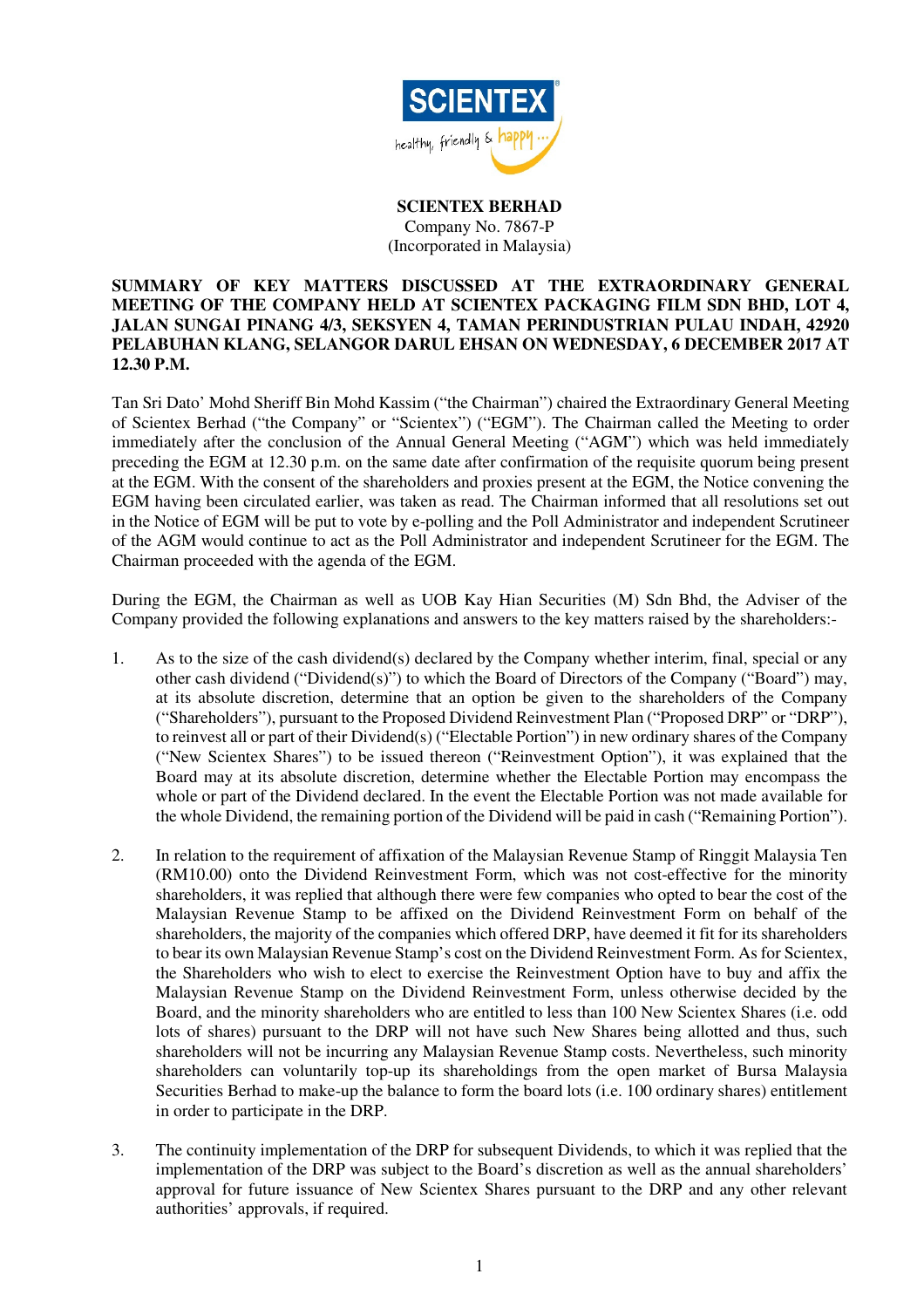**SCIENTEX BERHAD**
Company No. 7867-P
(Incorporated in Malaysia)

**SUMMARY OF KEY MATTERS DISCUSSED AT THE EXTRAORDINARY GENERAL MEETING OF THE COMPANY HELD AT SCIENTEX PACKAGING FILM SDN BHD, LOT 4, JALAN SUNGAI PINANG 4/3, SEKSYEN 4, TAMAN PERINDUSTRIAN PULAU INDAH, 42920 PELABUHAN KLANG, SELANGOR DARUL EHSAN ON WEDNESDAY, 6 DECEMBER 2017 AT 12.30 P.M.**

Tan Sri Dato' Mohd Sheriff Bin Mohd Kassim ("the Chairman") chaired the Extraordinary General Meeting of Scientex Berhad ("the Company" or "Scientex") ("EGM"). The Chairman called the Meeting to order immediately after the conclusion of the Annual General Meeting ("AGM") which was held immediately preceding the EGM at 12.30 p.m. on the same date after confirmation of the requisite quorum being present at the EGM. With the consent of the shareholders and proxies present at the EGM, the Notice convening the EGM having been circulated earlier, was taken as read. The Chairman informed that all resolutions set out in the Notice of EGM will be put to vote by e-polling and the Poll Administrator and independent Scrutineer of the AGM would continue to act as the Poll Administrator and independent Scrutineer for the EGM. The Chairman proceeded with the agenda of the EGM.

During the EGM, the Chairman as well as UOB Kay Hian Securities (M) Sdn Bhd, the Adviser of the Company provided the following explanations and answers to the key matters raised by the shareholders:-

1. As to the size of the cash dividend(s) declared by the Company whether interim, final, special or any other cash dividend ("Dividend(s)") to which the Board of Directors of the Company ("Board") may, at its absolute discretion, determine that an option be given to the shareholders of the Company ("Shareholders"), pursuant to the Proposed Dividend Reinvestment Plan ("Proposed DRP" or "DRP"), to reinvest all or part of their Dividend(s) ("Electable Portion") in new ordinary shares of the Company ("New Scientex Shares") to be issued thereon ("Reinvestment Option"), it was explained that the Board may at its absolute discretion, determine whether the Electable Portion may encompass the whole or part of the Dividend declared. In the event the Electable Portion was not made available for the whole Dividend, the remaining portion of the Dividend will be paid in cash ("Remaining Portion").

2. In relation to the requirement of affixation of the Malaysian Revenue Stamp of Ringgit Malaysia Ten (RM10.00) onto the Dividend Reinvestment Form, which was not cost-effective for the minority shareholders, it was replied that although there were few companies who opted to bear the cost of the Malaysian Revenue Stamp to be affixed on the Dividend Reinvestment Form on behalf of the shareholders, the majority of the companies which offered DRP, have deemed it fit for its shareholders to bear its own Malaysian Revenue Stamp's cost on the Dividend Reinvestment Form. As for Scientex, the Shareholders who wish to elect to exercise the Reinvestment Option have to buy and affix the Malaysian Revenue Stamp on the Dividend Reinvestment Form, unless otherwise decided by the Board, and the minority shareholders who are entitled to less than 100 New Scientex Shares (i.e. odd lots of shares) pursuant to the DRP will not have such New Shares being allotted and thus, such shareholders will not be incurring any Malaysian Revenue Stamp costs. Nevertheless, such minority shareholders can voluntarily top-up its shareholdings from the open market of Bursa Malaysia Securities Berhad to make-up the balance to form the board lots (i.e. 100 ordinary shares) entitlement in order to participate in the DRP.

3. The continuity implementation of the DRP for subsequent Dividends, to which it was replied that the implementation of the DRP was subject to the Board's discretion as well as the annual shareholders' approval for future issuance of New Scientex Shares pursuant to the DRP and any other relevant authorities' approvals, if required.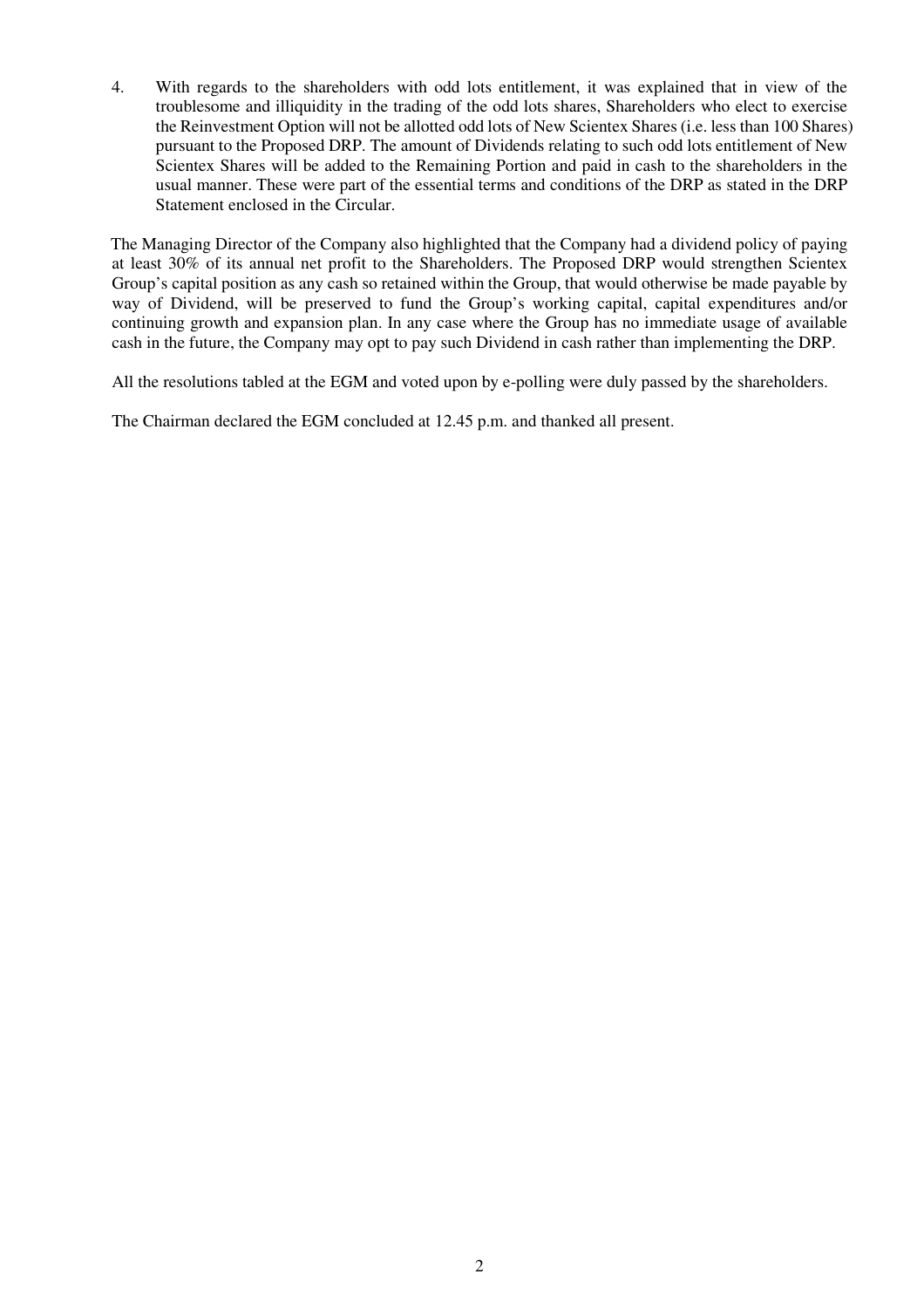4. With regards to the shareholders with odd lots entitlement, it was explained that in view of the troublesome and illiquidity in the trading of the odd lots shares, Shareholders who elect to exercise the Reinvestment Option will not be allotted odd lots of New Scientex Shares (i.e. less than 100 Shares) pursuant to the Proposed DRP. The amount of Dividends relating to such odd lots entitlement of New Scientex Shares will be added to the Remaining Portion and paid in cash to the shareholders in the usual manner. These were part of the essential terms and conditions of the DRP as stated in the DRP Statement enclosed in the Circular.

The Managing Director of the Company also highlighted that the Company had a dividend policy of paying at least 30% of its annual net profit to the Shareholders. The Proposed DRP would strengthen Scientex Group's capital position as any cash so retained within the Group, that would otherwise be made payable by way of Dividend, will be preserved to fund the Group's working capital, capital expenditures and/or continuing growth and expansion plan. In any case where the Group has no immediate usage of available cash in the future, the Company may opt to pay such Dividend in cash rather than implementing the DRP.

All the resolutions tabled at the EGM and voted upon by e-polling were duly passed by the shareholders.

The Chairman declared the EGM concluded at 12.45 p.m. and thanked all present.